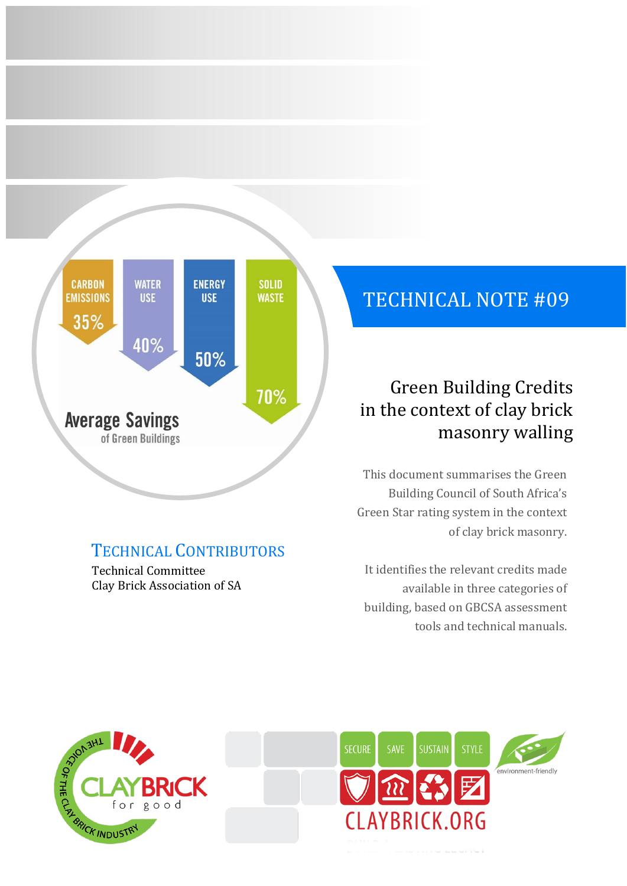# TECHNICAL NOTE #09

## Green Building Credits in the context of clay brick masonry walling

This document summarises the Green Building Council of South Africa's Green Star rating system in the context of clay brick masonry.

It identifies the relevant credits made available in three categories of building, based on GBCSA assessment tools and technical manuals.

### TECHNICAL CONTRIBUTORS

Technical Committee
Clay Brick Association of SA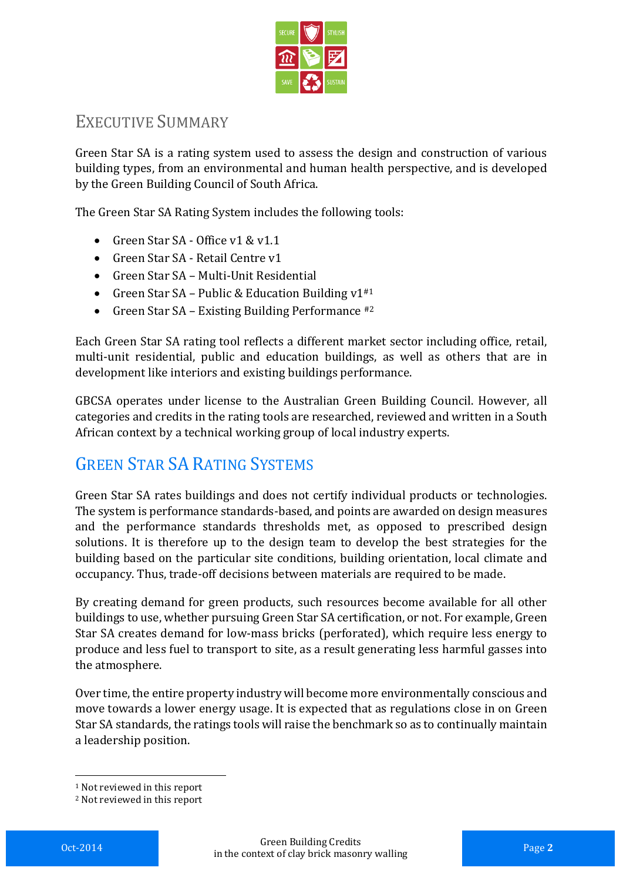## Executive Summary

Green Star SA is a rating system used to assess the design and construction of various building types, from an environmental and human health perspective, and is developed by the Green Building Council of South Africa.

The Green Star SA Rating System includes the following tools:

- Green Star SA - Office v1 & v1.1
- Green Star SA - Retail Centre v1
- Green Star SA – Multi-Unit Residential
- Green Star SA – Public & Education Building v1[#1]
- Green Star SA – Existing Building Performance [#2]

Each Green Star SA rating tool reflects a different market sector including office, retail, multi-unit residential, public and education buildings, as well as others that are in development like interiors and existing buildings performance.

GBCSA operates under license to the Australian Green Building Council. However, all categories and credits in the rating tools are researched, reviewed and written in a South African context by a technical working group of local industry experts.

## Green Star SA Rating Systems

Green Star SA rates buildings and does not certify individual products or technologies. The system is performance standards-based, and points are awarded on design measures and the performance standards thresholds met, as opposed to prescribed design solutions. It is therefore up to the design team to develop the best strategies for the building based on the particular site conditions, building orientation, local climate and occupancy. Thus, trade-off decisions between materials are required to be made.

By creating demand for green products, such resources become available for all other buildings to use, whether pursuing Green Star SA certification, or not. For example, Green Star SA creates demand for low-mass bricks (perforated), which require less energy to produce and less fuel to transport to site, as a result generating less harmful gasses into the atmosphere.

Over time, the entire property industry will become more environmentally conscious and move towards a lower energy usage. It is expected that as regulations close in on Green Star SA standards, the ratings tools will raise the benchmark so as to continually maintain a leadership position.

[1] Not reviewed in this report

[2] Not reviewed in this report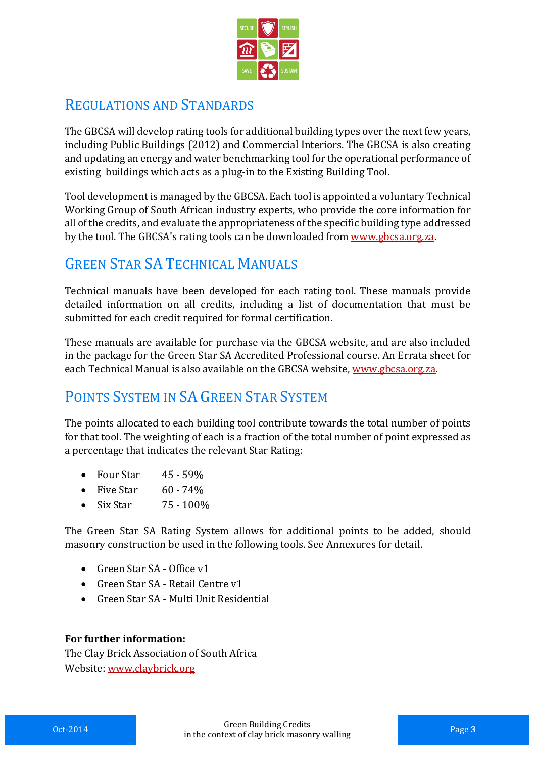## Regulations and Standards

The GBCSA will develop rating tools for additional building types over the next few years, including Public Buildings (2012) and Commercial Interiors. The GBCSA is also creating and updating an energy and water benchmarking tool for the operational performance of existing buildings which acts as a plug-in to the Existing Building Tool.

Tool development is managed by the GBCSA. Each tool is appointed a voluntary Technical Working Group of South African industry experts, who provide the core information for all of the credits, and evaluate the appropriateness of the specific building type addressed by the tool. The GBCSA's rating tools can be downloaded from www.gbcsa.org.za.

## Green Star SA Technical Manuals

Technical manuals have been developed for each rating tool. These manuals provide detailed information on all credits, including a list of documentation that must be submitted for each credit required for formal certification.

These manuals are available for purchase via the GBCSA website, and are also included in the package for the Green Star SA Accredited Professional course. An Errata sheet for each Technical Manual is also available on the GBCSA website, www.gbcsa.org.za.

## Points System in SA Green Star System

The points allocated to each building tool contribute towards the total number of points for that tool. The weighting of each is a fraction of the total number of point expressed as a percentage that indicates the relevant Star Rating:

- Four Star 45 - 59%
- Five Star 60 - 74%
- Six Star 75 - 100%

The Green Star SA Rating System allows for additional points to be added, should masonry construction be used in the following tools. See Annexures for detail.

- Green Star SA - Office v1
- Green Star SA - Retail Centre v1
- Green Star SA - Multi Unit Residential

**For further information:**
The Clay Brick Association of South Africa
Website: www.claybrick.org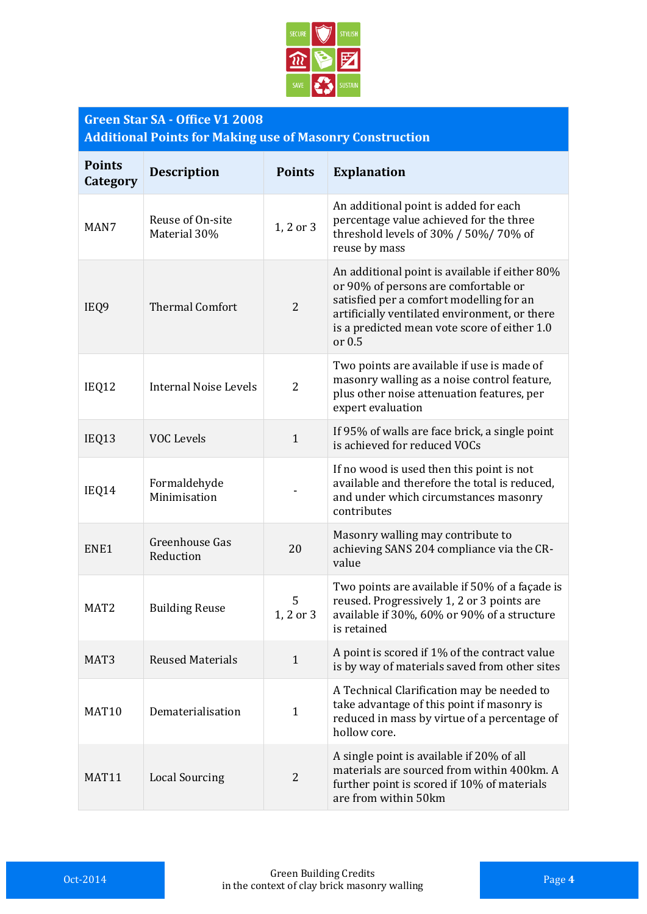## Green Star SA - Office V1 2008
## Additional Points for Making use of Masonry Construction

| Points Category | Description | Points | Explanation |
|---|---|---|---|
| MAN7 | Reuse of On-site Material 30% | 1, 2 or 3 | An additional point is added for each percentage value achieved for the three threshold levels of 30% / 50%/ 70% of reuse by mass |
| IEQ9 | Thermal Comfort | 2 | An additional point is available if either 80% or 90% of persons are comfortable or satisfied per a comfort modelling for an artificially ventilated environment, or there is a predicted mean vote score of either 1.0 or 0.5 |
| IEQ12 | Internal Noise Levels | 2 | Two points are available if use is made of masonry walling as a noise control feature, plus other noise attenuation features, per expert evaluation |
| IEQ13 | VOC Levels | 1 | If 95% of walls are face brick, a single point is achieved for reduced VOCs |
| IEQ14 | Formaldehyde Minimisation | - | If no wood is used then this point is not available and therefore the total is reduced, and under which circumstances masonry contributes |
| ENE1 | Greenhouse Gas Reduction | 20 | Masonry walling may contribute to achieving SANS 204 compliance via the CR-value |
| MAT2 | Building Reuse | 5<br>1, 2 or 3 | Two points are available if 50% of a façade is reused. Progressively 1, 2 or 3 points are available if 30%, 60% or 90% of a structure is retained |
| MAT3 | Reused Materials | 1 | A point is scored if 1% of the contract value is by way of materials saved from other sites |
| MAT10 | Dematerialisation | 1 | A Technical Clarification may be needed to take advantage of this point if masonry is reduced in mass by virtue of a percentage of hollow core. |
| MAT11 | Local Sourcing | 2 | A single point is available if 20% of all materials are sourced from within 400km. A further point is scored if 10% of materials are from within 50km |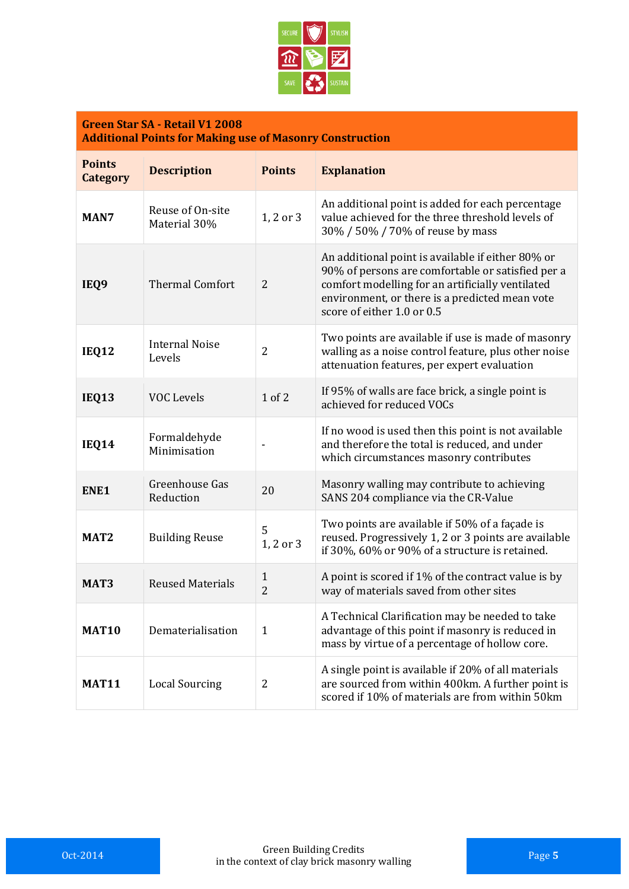| Green Star SA - Retail V1 2008<br>Additional Points for Making use of Masonry Construction | | | |
|---|---|---|---|
| **Points Category** | **Description** | **Points** | **Explanation** |
| **MAN7** | Reuse of On-site Material 30% | 1, 2 or 3 | An additional point is added for each percentage value achieved for the three threshold levels of 30% / 50% / 70% of reuse by mass |
| **IEQ9** | Thermal Comfort | 2 | An additional point is available if either 80% or 90% of persons are comfortable or satisfied per a comfort modelling for an artificially ventilated environment, or there is a predicted mean vote score of either 1.0 or 0.5 |
| **IEQ12** | Internal Noise Levels | 2 | Two points are available if use is made of masonry walling as a noise control feature, plus other noise attenuation features, per expert evaluation |
| **IEQ13** | VOC Levels | 1 of 2 | If 95% of walls are face brick, a single point is achieved for reduced VOCs |
| **IEQ14** | Formaldehyde Minimisation | - | If no wood is used then this point is not available and therefore the total is reduced, and under which circumstances masonry contributes |
| **ENE1** | Greenhouse Gas Reduction | 20 | Masonry walling may contribute to achieving SANS 204 compliance via the CR-Value |
| **MAT2** | Building Reuse | 5<br>1, 2 or 3 | Two points are available if 50% of a façade is reused. Progressively 1, 2 or 3 points are available if 30%, 60% or 90% of a structure is retained. |
| **MAT3** | Reused Materials | 1<br>2 | A point is scored if 1% of the contract value is by way of materials saved from other sites |
| **MAT10** | Dematerialisation | 1 | A Technical Clarification may be needed to take advantage of this point if masonry is reduced in mass by virtue of a percentage of hollow core. |
| **MAT11** | Local Sourcing | 2 | A single point is available if 20% of all materials are sourced from within 400km. A further point is scored if 10% of materials are from within 50km |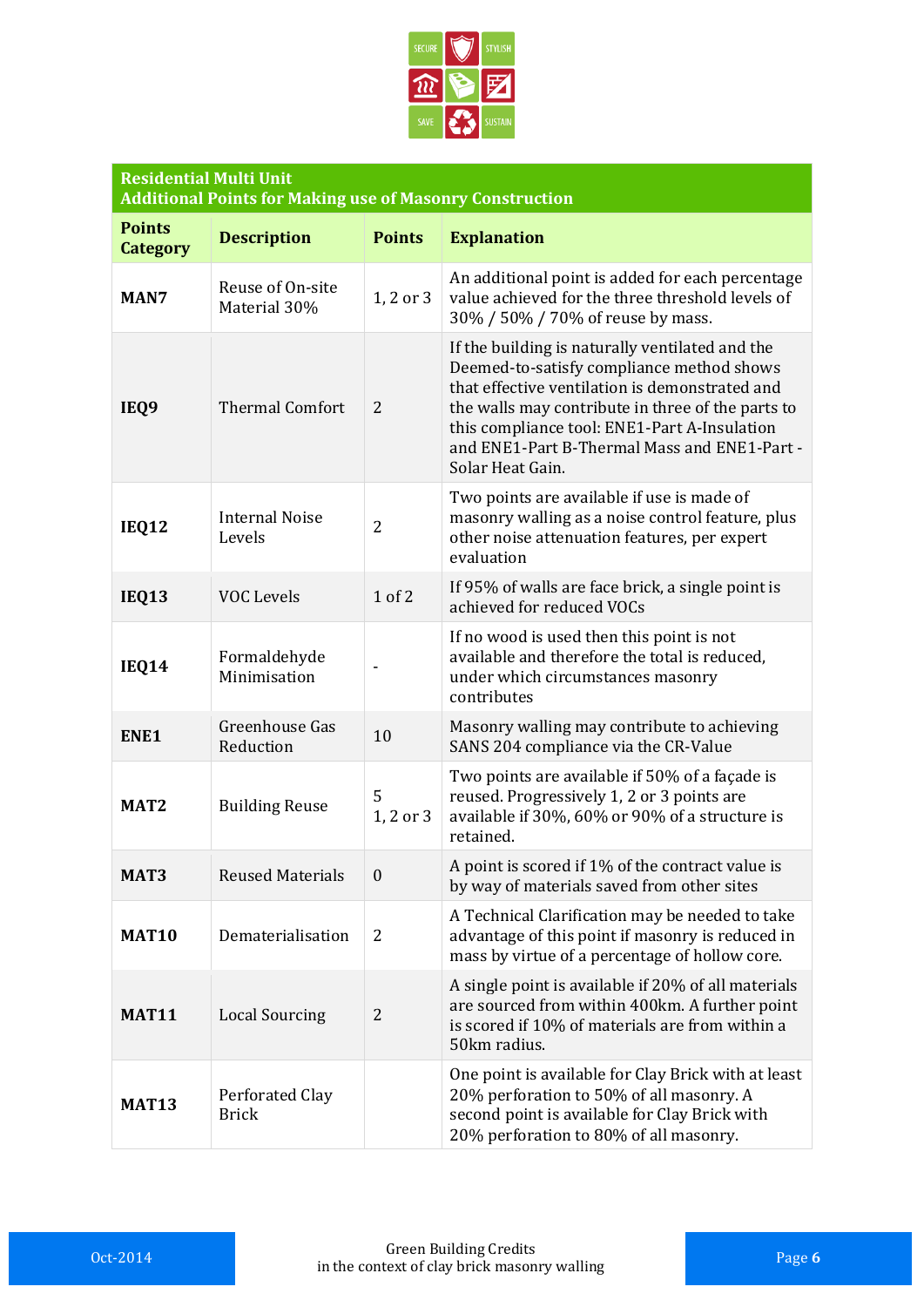| Residential Multi Unit<br>Additional Points for Making use of Masonry Construction | | | |
|---|---|---|---|
| **Points Category** | **Description** | **Points** | **Explanation** |
| **MAN7** | Reuse of On-site Material 30% | 1, 2 or 3 | An additional point is added for each percentage value achieved for the three threshold levels of 30% / 50% / 70% of reuse by mass. |
| **IEQ9** | Thermal Comfort | 2 | If the building is naturally ventilated and the Deemed-to-satisfy compliance method shows that effective ventilation is demonstrated and the walls may contribute in three of the parts to this compliance tool: ENE1-Part A-Insulation and ENE1-Part B-Thermal Mass and ENE1-Part - Solar Heat Gain. |
| **IEQ12** | Internal Noise Levels | 2 | Two points are available if use is made of masonry walling as a noise control feature, plus other noise attenuation features, per expert evaluation |
| **IEQ13** | VOC Levels | 1 of 2 | If 95% of walls are face brick, a single point is achieved for reduced VOCs |
| **IEQ14** | Formaldehyde Minimisation | - | If no wood is used then this point is not available and therefore the total is reduced, under which circumstances masonry contributes |
| **ENE1** | Greenhouse Gas Reduction | 10 | Masonry walling may contribute to achieving SANS 204 compliance via the CR-Value |
| **MAT2** | Building Reuse | 5<br>1, 2 or 3 | Two points are available if 50% of a façade is reused. Progressively 1, 2 or 3 points are available if 30%, 60% or 90% of a structure is retained. |
| **MAT3** | Reused Materials | 0 | A point is scored if 1% of the contract value is by way of materials saved from other sites |
| **MAT10** | Dematerialisation | 2 | A Technical Clarification may be needed to take advantage of this point if masonry is reduced in mass by virtue of a percentage of hollow core. |
| **MAT11** | Local Sourcing | 2 | A single point is available if 20% of all materials are sourced from within 400km. A further point is scored if 10% of materials are from within a 50km radius. |
| **MAT13** | Perforated Clay Brick | | One point is available for Clay Brick with at least 20% perforation to 50% of all masonry. A second point is available for Clay Brick with 20% perforation to 80% of all masonry. |